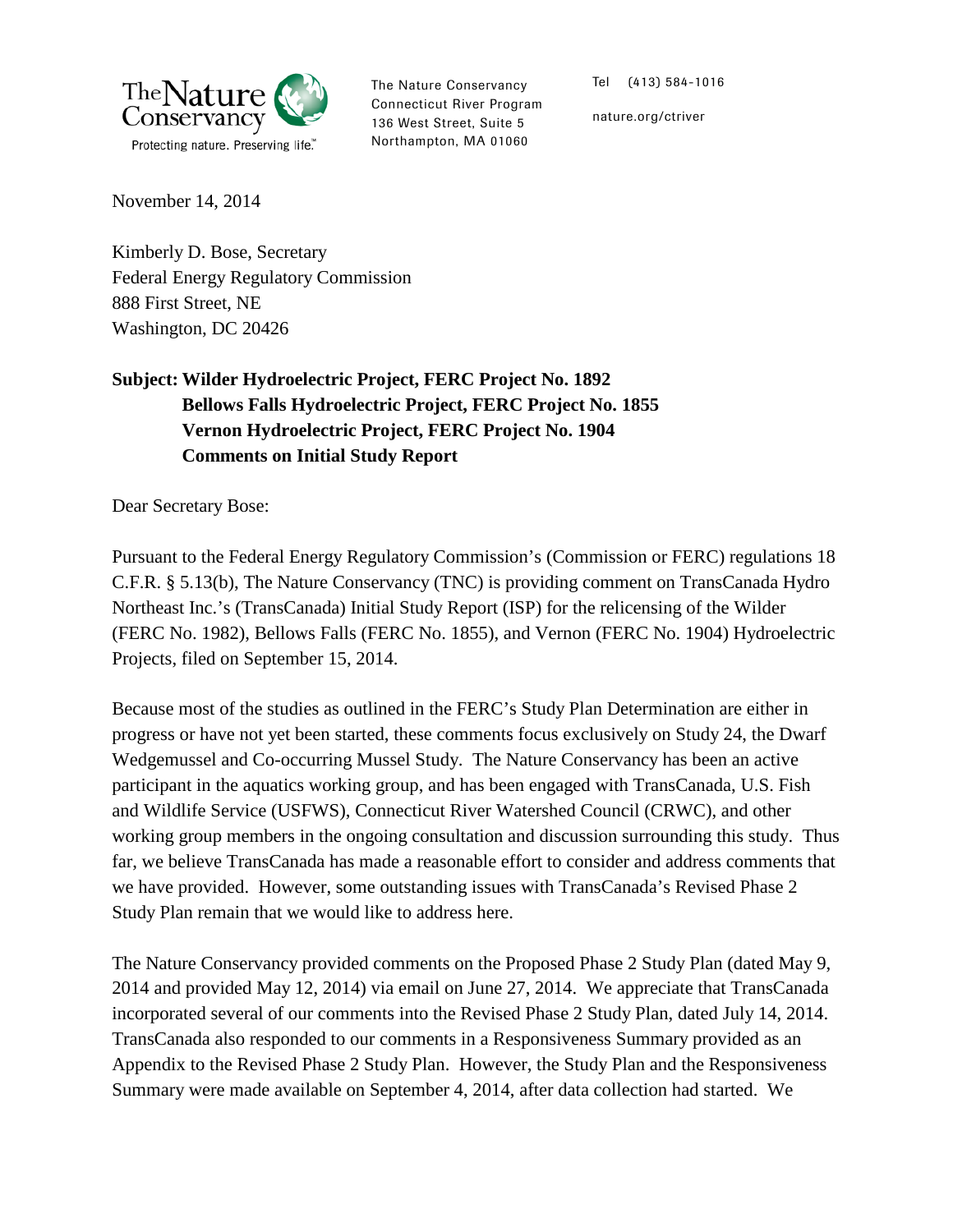The Nature Conservancy
Protecting nature. Preserving life.

The Nature Conservancy
Connecticut River Program
136 West Street, Suite 5
Northampton, MA 01060

Tel (413) 584-1016

nature.org/ctriver

November 14, 2014

Kimberly D. Bose, Secretary
Federal Energy Regulatory Commission
888 First Street, NE
Washington, DC 20426

**Subject: Wilder Hydroelectric Project, FERC Project No. 1892**
**Bellows Falls Hydroelectric Project, FERC Project No. 1855**
**Vernon Hydroelectric Project, FERC Project No. 1904**
**Comments on Initial Study Report**

Dear Secretary Bose:

Pursuant to the Federal Energy Regulatory Commission's (Commission or FERC) regulations 18 C.F.R. § 5.13(b), The Nature Conservancy (TNC) is providing comment on TransCanada Hydro Northeast Inc.'s (TransCanada) Initial Study Report (ISP) for the relicensing of the Wilder (FERC No. 1982), Bellows Falls (FERC No. 1855), and Vernon (FERC No. 1904) Hydroelectric Projects, filed on September 15, 2014.

Because most of the studies as outlined in the FERC's Study Plan Determination are either in progress or have not yet been started, these comments focus exclusively on Study 24, the Dwarf Wedgemussel and Co-occurring Mussel Study. The Nature Conservancy has been an active participant in the aquatics working group, and has been engaged with TransCanada, U.S. Fish and Wildlife Service (USFWS), Connecticut River Watershed Council (CRWC), and other working group members in the ongoing consultation and discussion surrounding this study. Thus far, we believe TransCanada has made a reasonable effort to consider and address comments that we have provided. However, some outstanding issues with TransCanada's Revised Phase 2 Study Plan remain that we would like to address here.

The Nature Conservancy provided comments on the Proposed Phase 2 Study Plan (dated May 9, 2014 and provided May 12, 2014) via email on June 27, 2014. We appreciate that TransCanada incorporated several of our comments into the Revised Phase 2 Study Plan, dated July 14, 2014. TransCanada also responded to our comments in a Responsiveness Summary provided as an Appendix to the Revised Phase 2 Study Plan. However, the Study Plan and the Responsiveness Summary were made available on September 4, 2014, after data collection had started. We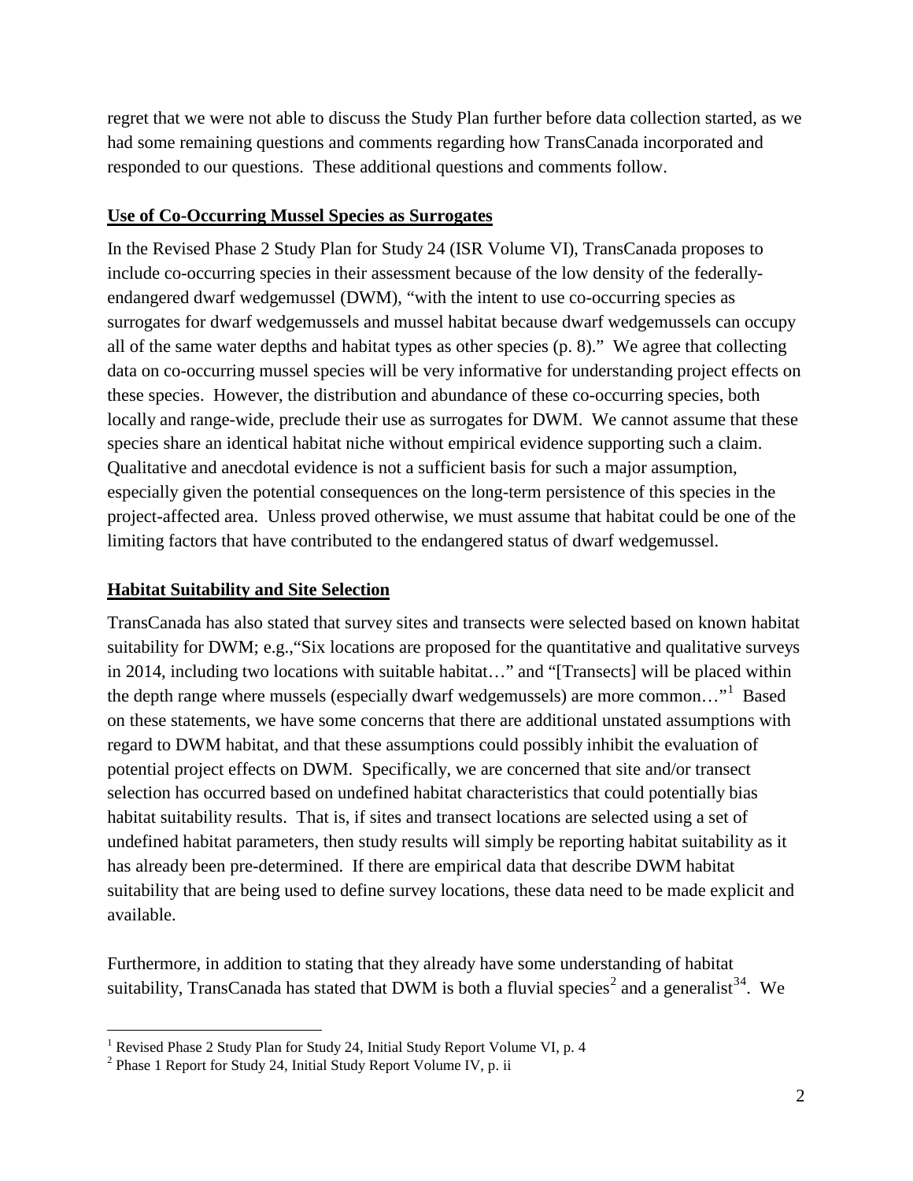regret that we were not able to discuss the Study Plan further before data collection started, as we had some remaining questions and comments regarding how TransCanada incorporated and responded to our questions. These additional questions and comments follow.

**Use of Co-Occurring Mussel Species as Surrogates**

In the Revised Phase 2 Study Plan for Study 24 (ISR Volume VI), TransCanada proposes to include co-occurring species in their assessment because of the low density of the federally-endangered dwarf wedgemussel (DWM), "with the intent to use co-occurring species as surrogates for dwarf wedgemussels and mussel habitat because dwarf wedgemussels can occupy all of the same water depths and habitat types as other species (p. 8)." We agree that collecting data on co-occurring mussel species will be very informative for understanding project effects on these species. However, the distribution and abundance of these co-occurring species, both locally and range-wide, preclude their use as surrogates for DWM. We cannot assume that these species share an identical habitat niche without empirical evidence supporting such a claim. Qualitative and anecdotal evidence is not a sufficient basis for such a major assumption, especially given the potential consequences on the long-term persistence of this species in the project-affected area. Unless proved otherwise, we must assume that habitat could be one of the limiting factors that have contributed to the endangered status of dwarf wedgemussel.

**Habitat Suitability and Site Selection**

TransCanada has also stated that survey sites and transects were selected based on known habitat suitability for DWM; e.g.,"Six locations are proposed for the quantitative and qualitative surveys in 2014, including two locations with suitable habitat…" and "[Transects] will be placed within the depth range where mussels (especially dwarf wedgemussels) are more common…"[1] Based on these statements, we have some concerns that there are additional unstated assumptions with regard to DWM habitat, and that these assumptions could possibly inhibit the evaluation of potential project effects on DWM. Specifically, we are concerned that site and/or transect selection has occurred based on undefined habitat characteristics that could potentially bias habitat suitability results. That is, if sites and transect locations are selected using a set of undefined habitat parameters, then study results will simply be reporting habitat suitability as it has already been pre-determined. If there are empirical data that describe DWM habitat suitability that are being used to define survey locations, these data need to be made explicit and available.

Furthermore, in addition to stating that they already have some understanding of habitat suitability, TransCanada has stated that DWM is both a fluvial species[2] and a generalist[3,4]. We

---

[1] Revised Phase 2 Study Plan for Study 24, Initial Study Report Volume VI, p. 4

[2] Phase 1 Report for Study 24, Initial Study Report Volume IV, p. ii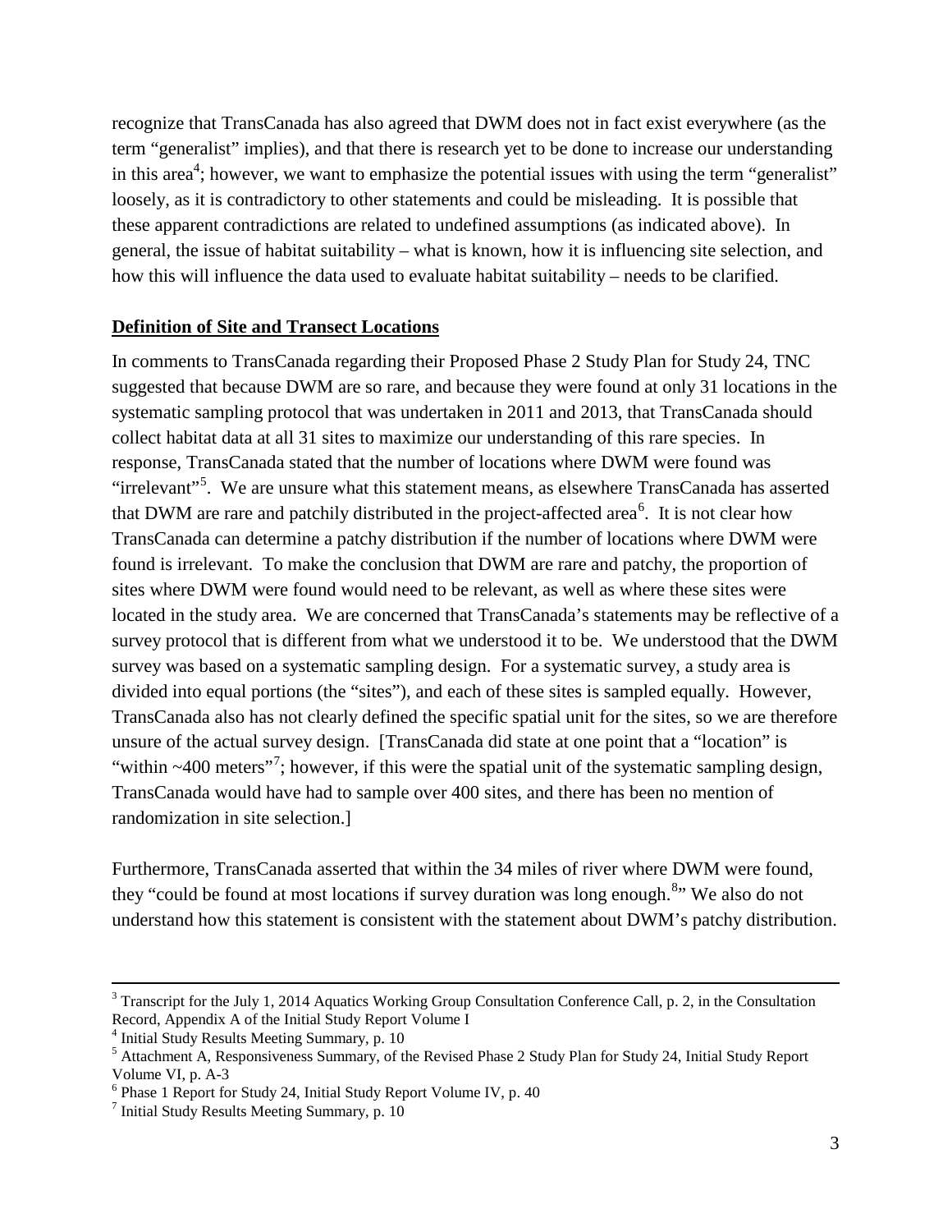recognize that TransCanada has also agreed that DWM does not in fact exist everywhere (as the term "generalist" implies), and that there is research yet to be done to increase our understanding in this area[4]; however, we want to emphasize the potential issues with using the term "generalist" loosely, as it is contradictory to other statements and could be misleading. It is possible that these apparent contradictions are related to undefined assumptions (as indicated above). In general, the issue of habitat suitability – what is known, how it is influencing site selection, and how this will influence the data used to evaluate habitat suitability – needs to be clarified.

**Definition of Site and Transect Locations**

In comments to TransCanada regarding their Proposed Phase 2 Study Plan for Study 24, TNC suggested that because DWM are so rare, and because they were found at only 31 locations in the systematic sampling protocol that was undertaken in 2011 and 2013, that TransCanada should collect habitat data at all 31 sites to maximize our understanding of this rare species. In response, TransCanada stated that the number of locations where DWM were found was "irrelevant"[5]. We are unsure what this statement means, as elsewhere TransCanada has asserted that DWM are rare and patchily distributed in the project-affected area[6]. It is not clear how TransCanada can determine a patchy distribution if the number of locations where DWM were found is irrelevant. To make the conclusion that DWM are rare and patchy, the proportion of sites where DWM were found would need to be relevant, as well as where these sites were located in the study area. We are concerned that TransCanada's statements may be reflective of a survey protocol that is different from what we understood it to be. We understood that the DWM survey was based on a systematic sampling design. For a systematic survey, a study area is divided into equal portions (the "sites"), and each of these sites is sampled equally. However, TransCanada also has not clearly defined the specific spatial unit for the sites, so we are therefore unsure of the actual survey design. [TransCanada did state at one point that a "location" is "within ~400 meters"[7]; however, if this were the spatial unit of the systematic sampling design, TransCanada would have had to sample over 400 sites, and there has been no mention of randomization in site selection.]

Furthermore, TransCanada asserted that within the 34 miles of river where DWM were found, they "could be found at most locations if survey duration was long enough.[8]" We also do not understand how this statement is consistent with the statement about DWM's patchy distribution.

---

[3] Transcript for the July 1, 2014 Aquatics Working Group Consultation Conference Call, p. 2, in the Consultation Record, Appendix A of the Initial Study Report Volume I

[4] Initial Study Results Meeting Summary, p. 10

[5] Attachment A, Responsiveness Summary, of the Revised Phase 2 Study Plan for Study 24, Initial Study Report Volume VI, p. A-3

[6] Phase 1 Report for Study 24, Initial Study Report Volume IV, p. 40

[7] Initial Study Results Meeting Summary, p. 10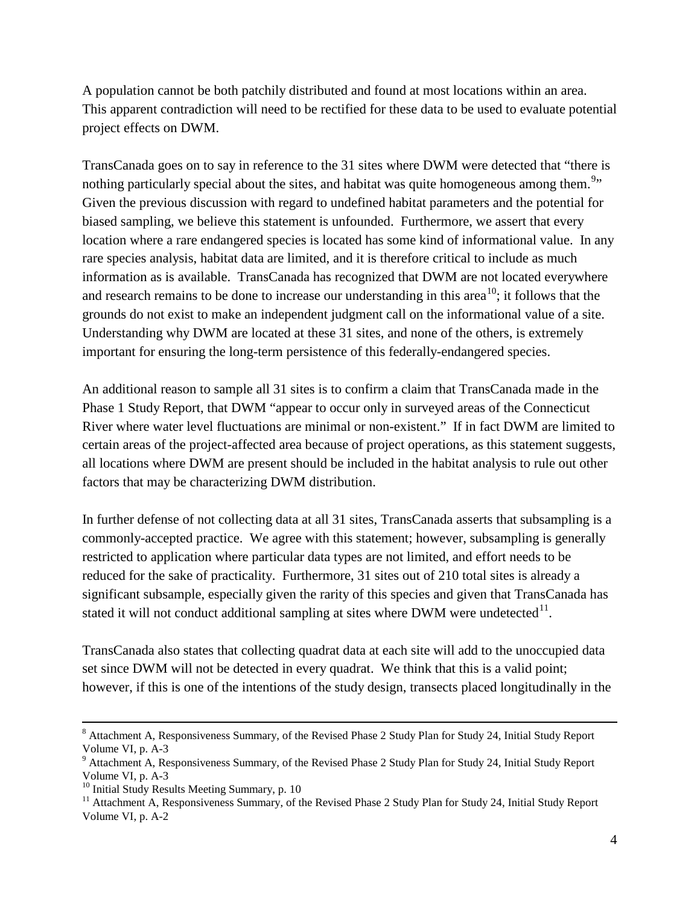A population cannot be both patchily distributed and found at most locations within an area. This apparent contradiction will need to be rectified for these data to be used to evaluate potential project effects on DWM.

TransCanada goes on to say in reference to the 31 sites where DWM were detected that "there is nothing particularly special about the sites, and habitat was quite homogeneous among them.[9]" Given the previous discussion with regard to undefined habitat parameters and the potential for biased sampling, we believe this statement is unfounded. Furthermore, we assert that every location where a rare endangered species is located has some kind of informational value. In any rare species analysis, habitat data are limited, and it is therefore critical to include as much information as is available. TransCanada has recognized that DWM are not located everywhere and research remains to be done to increase our understanding in this area[10]; it follows that the grounds do not exist to make an independent judgment call on the informational value of a site. Understanding why DWM are located at these 31 sites, and none of the others, is extremely important for ensuring the long-term persistence of this federally-endangered species.

An additional reason to sample all 31 sites is to confirm a claim that TransCanada made in the Phase 1 Study Report, that DWM "appear to occur only in surveyed areas of the Connecticut River where water level fluctuations are minimal or non-existent." If in fact DWM are limited to certain areas of the project-affected area because of project operations, as this statement suggests, all locations where DWM are present should be included in the habitat analysis to rule out other factors that may be characterizing DWM distribution.

In further defense of not collecting data at all 31 sites, TransCanada asserts that subsampling is a commonly-accepted practice. We agree with this statement; however, subsampling is generally restricted to application where particular data types are not limited, and effort needs to be reduced for the sake of practicality. Furthermore, 31 sites out of 210 total sites is already a significant subsample, especially given the rarity of this species and given that TransCanada has stated it will not conduct additional sampling at sites where DWM were undetected[11].

TransCanada also states that collecting quadrat data at each site will add to the unoccupied data set since DWM will not be detected in every quadrat. We think that this is a valid point; however, if this is one of the intentions of the study design, transects placed longitudinally in the

---

[8] Attachment A, Responsiveness Summary, of the Revised Phase 2 Study Plan for Study 24, Initial Study Report Volume VI, p. A-3

[9] Attachment A, Responsiveness Summary, of the Revised Phase 2 Study Plan for Study 24, Initial Study Report Volume VI, p. A-3

[10] Initial Study Results Meeting Summary, p. 10

[11] Attachment A, Responsiveness Summary, of the Revised Phase 2 Study Plan for Study 24, Initial Study Report Volume VI, p. A-2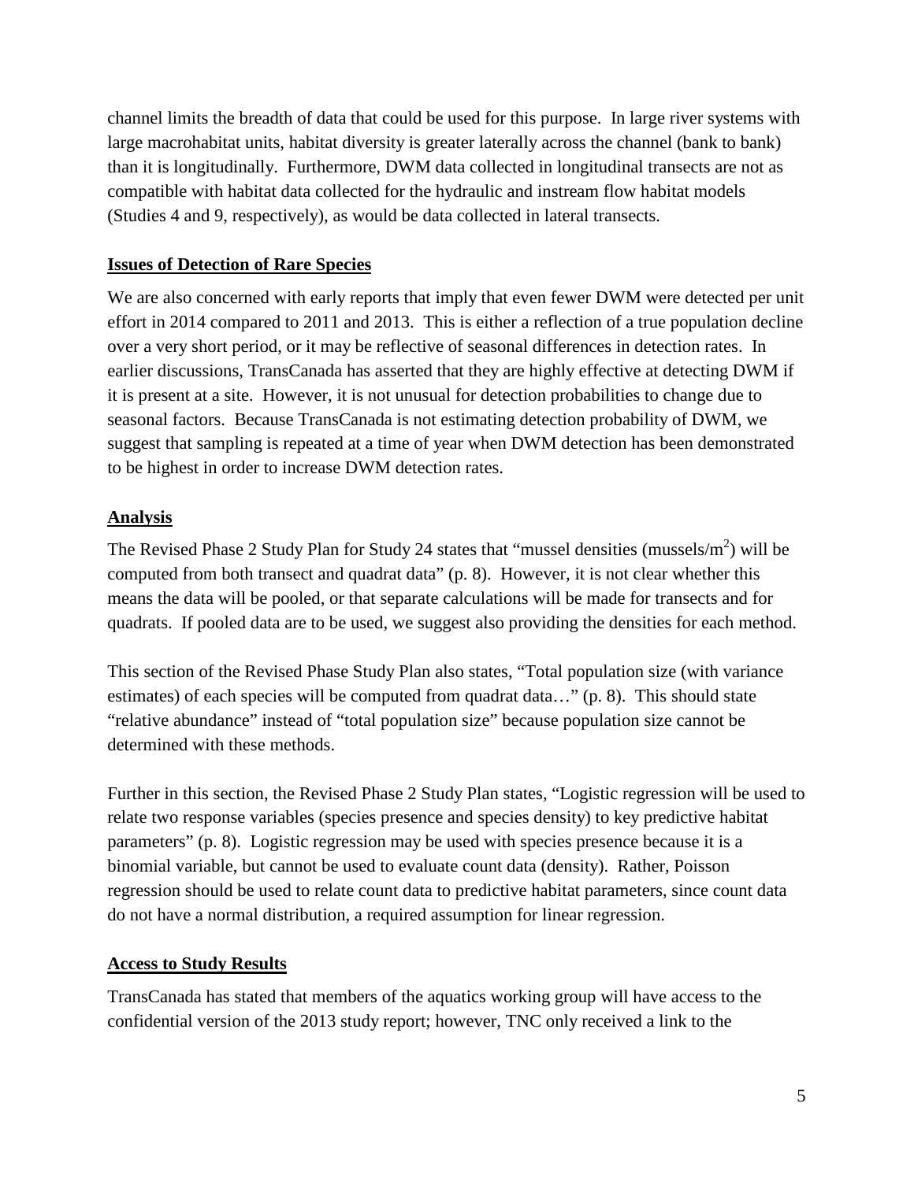channel limits the breadth of data that could be used for this purpose. In large river systems with large macrohabitat units, habitat diversity is greater laterally across the channel (bank to bank) than it is longitudinally. Furthermore, DWM data collected in longitudinal transects are not as compatible with habitat data collected for the hydraulic and instream flow habitat models (Studies 4 and 9, respectively), as would be data collected in lateral transects.

## Issues of Detection of Rare Species

We are also concerned with early reports that imply that even fewer DWM were detected per unit effort in 2014 compared to 2011 and 2013. This is either a reflection of a true population decline over a very short period, or it may be reflective of seasonal differences in detection rates. In earlier discussions, TransCanada has asserted that they are highly effective at detecting DWM if it is present at a site. However, it is not unusual for detection probabilities to change due to seasonal factors. Because TransCanada is not estimating detection probability of DWM, we suggest that sampling is repeated at a time of year when DWM detection has been demonstrated to be highest in order to increase DWM detection rates.

## Analysis

The Revised Phase 2 Study Plan for Study 24 states that "mussel densities (mussels/m$^2$) will be computed from both transect and quadrat data" (p. 8). However, it is not clear whether this means the data will be pooled, or that separate calculations will be made for transects and for quadrats. If pooled data are to be used, we suggest also providing the densities for each method.

This section of the Revised Phase Study Plan also states, "Total population size (with variance estimates) of each species will be computed from quadrat data…" (p. 8). This should state "relative abundance" instead of "total population size" because population size cannot be determined with these methods.

Further in this section, the Revised Phase 2 Study Plan states, "Logistic regression will be used to relate two response variables (species presence and species density) to key predictive habitat parameters" (p. 8). Logistic regression may be used with species presence because it is a binomial variable, but cannot be used to evaluate count data (density). Rather, Poisson regression should be used to relate count data to predictive habitat parameters, since count data do not have a normal distribution, a required assumption for linear regression.

## Access to Study Results

TransCanada has stated that members of the aquatics working group will have access to the confidential version of the 2013 study report; however, TNC only received a link to the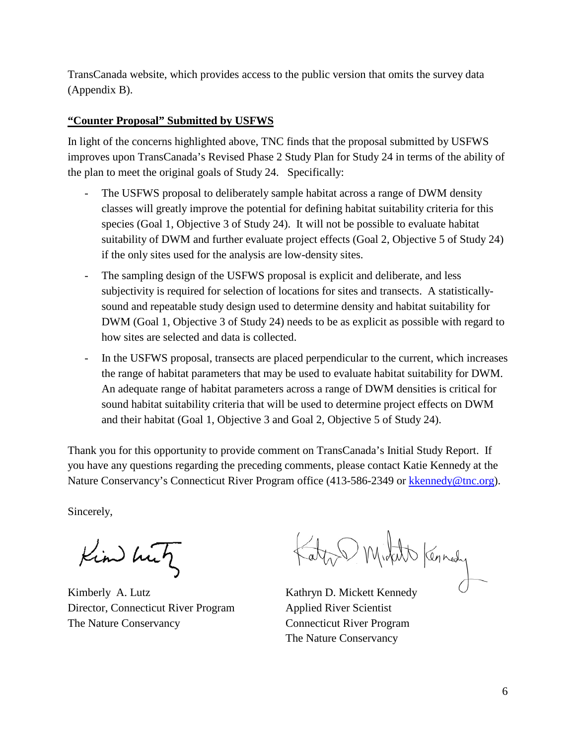TransCanada website, which provides access to the public version that omits the survey data (Appendix B).

**"Counter Proposal" Submitted by USFWS**

In light of the concerns highlighted above, TNC finds that the proposal submitted by USFWS improves upon TransCanada's Revised Phase 2 Study Plan for Study 24 in terms of the ability of the plan to meet the original goals of Study 24. Specifically:

- The USFWS proposal to deliberately sample habitat across a range of DWM density classes will greatly improve the potential for defining habitat suitability criteria for this species (Goal 1, Objective 3 of Study 24). It will not be possible to evaluate habitat suitability of DWM and further evaluate project effects (Goal 2, Objective 5 of Study 24) if the only sites used for the analysis are low-density sites.
- The sampling design of the USFWS proposal is explicit and deliberate, and less subjectivity is required for selection of locations for sites and transects. A statistically-sound and repeatable study design used to determine density and habitat suitability for DWM (Goal 1, Objective 3 of Study 24) needs to be as explicit as possible with regard to how sites are selected and data is collected.
- In the USFWS proposal, transects are placed perpendicular to the current, which increases the range of habitat parameters that may be used to evaluate habitat suitability for DWM. An adequate range of habitat parameters across a range of DWM densities is critical for sound habitat suitability criteria that will be used to determine project effects on DWM and their habitat (Goal 1, Objective 3 and Goal 2, Objective 5 of Study 24).

Thank you for this opportunity to provide comment on TransCanada's Initial Study Report. If you have any questions regarding the preceding comments, please contact Katie Kennedy at the Nature Conservancy's Connecticut River Program office (413-586-2349 or kkennedy@tnc.org).

Sincerely,

Kimberly A. Lutz
Director, Connecticut River Program
The Nature Conservancy

Kathryn D. Mickett Kennedy
Applied River Scientist
Connecticut River Program
The Nature Conservancy